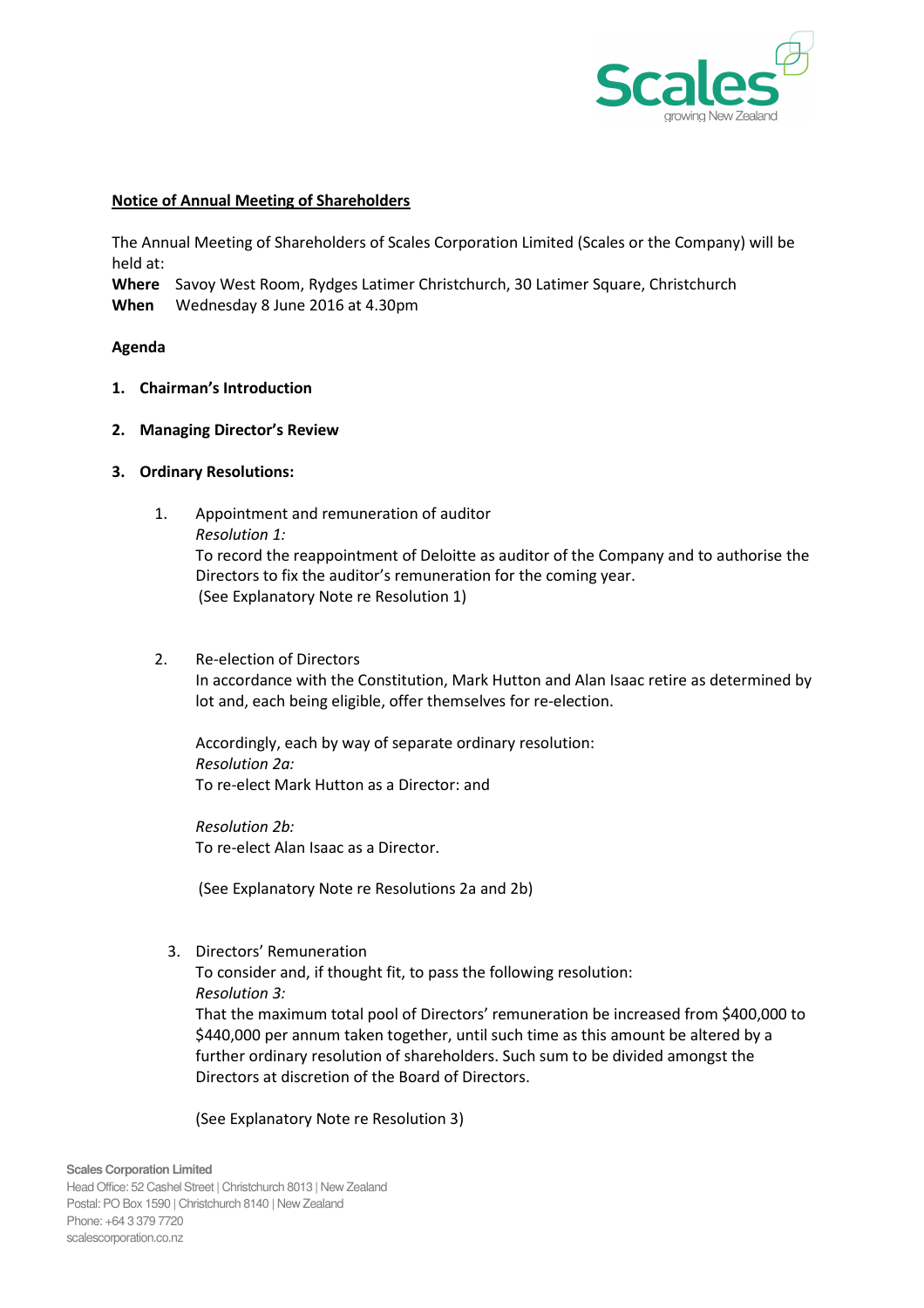# Notice of Annual Meeting of Shareholders

The Annual Meeting of Shareholders of Scales Corporation Limited (Scales or the Company) will be held at:

**Where** Savoy West Room, Rydges Latimer Christchurch, 30 Latimer Square, Christchurch
**When** Wednesday 8 June 2016 at 4.30pm

## Agenda

1. **Chairman's Introduction**

2. **Managing Director's Review**

3. **Ordinary Resolutions:**

   1. Appointment and remuneration of auditor
      *Resolution 1:*
      To record the reappointment of Deloitte as auditor of the Company and to authorise the Directors to fix the auditor's remuneration for the coming year.
      (See Explanatory Note re Resolution 1)

   2. Re-election of Directors
      In accordance with the Constitution, Mark Hutton and Alan Isaac retire as determined by lot and, each being eligible, offer themselves for re-election.

      Accordingly, each by way of separate ordinary resolution:
      *Resolution 2a:*
      To re-elect Mark Hutton as a Director: and

      *Resolution 2b:*
      To re-elect Alan Isaac as a Director.

      (See Explanatory Note re Resolutions 2a and 2b)

   3. Directors' Remuneration
      To consider and, if thought fit, to pass the following resolution:
      *Resolution 3:*
      That the maximum total pool of Directors' remuneration be increased from $400,000 to $440,000 per annum taken together, until such time as this amount be altered by a further ordinary resolution of shareholders. Such sum to be divided amongst the Directors at discretion of the Board of Directors.

      (See Explanatory Note re Resolution 3)

Scales Corporation Limited
Head Office: 52 Cashel Street | Christchurch 8013 | New Zealand
Postal: PO Box 1590 | Christchurch 8140 | New Zealand
Phone: +64 3 379 7720
scalescorporation.co.nz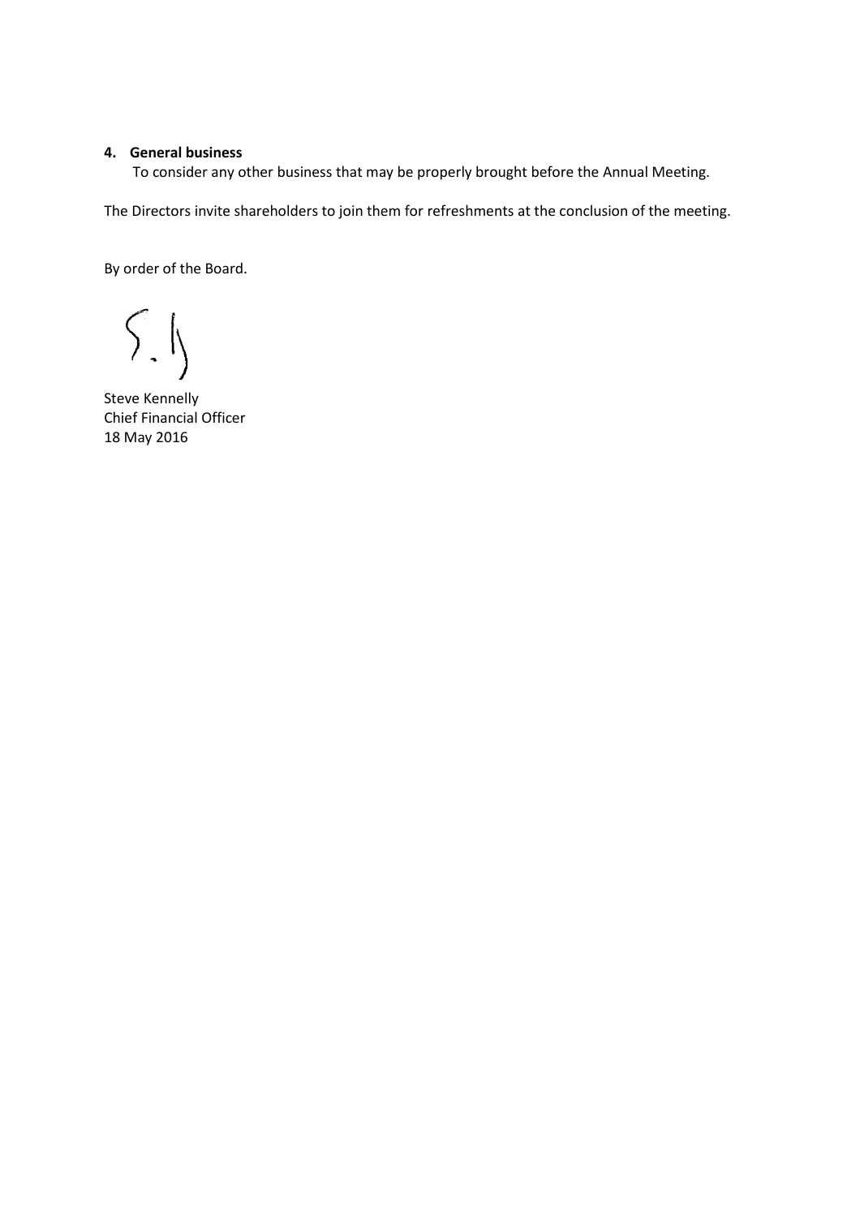**4. General business**

To consider any other business that may be properly brought before the Annual Meeting.

The Directors invite shareholders to join them for refreshments at the conclusion of the meeting.

By order of the Board.

Steve Kennelly
Chief Financial Officer
18 May 2016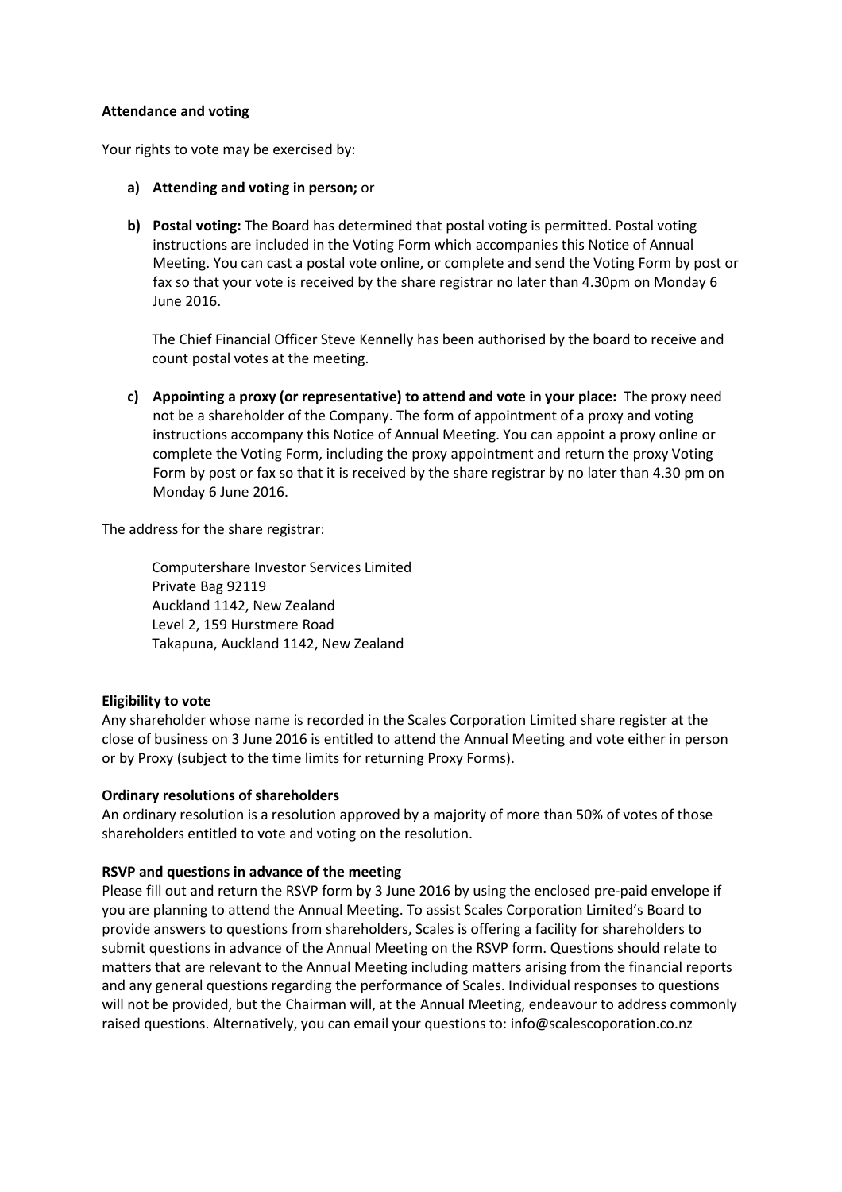**Attendance and voting**

Your rights to vote may be exercised by:

a) **Attending and voting in person;** or

b) **Postal voting:** The Board has determined that postal voting is permitted. Postal voting instructions are included in the Voting Form which accompanies this Notice of Annual Meeting. You can cast a postal vote online, or complete and send the Voting Form by post or fax so that your vote is received by the share registrar no later than 4.30pm on Monday 6 June 2016.

   The Chief Financial Officer Steve Kennelly has been authorised by the board to receive and count postal votes at the meeting.

c) **Appointing a proxy (or representative) to attend and vote in your place:** The proxy need not be a shareholder of the Company. The form of appointment of a proxy and voting instructions accompany this Notice of Annual Meeting. You can appoint a proxy online or complete the Voting Form, including the proxy appointment and return the proxy Voting Form by post or fax so that it is received by the share registrar by no later than 4.30 pm on Monday 6 June 2016.

The address for the share registrar:

Computershare Investor Services Limited
Private Bag 92119
Auckland 1142, New Zealand
Level 2, 159 Hurstmere Road
Takapuna, Auckland 1142, New Zealand

**Eligibility to vote**

Any shareholder whose name is recorded in the Scales Corporation Limited share register at the close of business on 3 June 2016 is entitled to attend the Annual Meeting and vote either in person or by Proxy (subject to the time limits for returning Proxy Forms).

**Ordinary resolutions of shareholders**

An ordinary resolution is a resolution approved by a majority of more than 50% of votes of those shareholders entitled to vote and voting on the resolution.

**RSVP and questions in advance of the meeting**

Please fill out and return the RSVP form by 3 June 2016 by using the enclosed pre-paid envelope if you are planning to attend the Annual Meeting. To assist Scales Corporation Limited's Board to provide answers to questions from shareholders, Scales is offering a facility for shareholders to submit questions in advance of the Annual Meeting on the RSVP form. Questions should relate to matters that are relevant to the Annual Meeting including matters arising from the financial reports and any general questions regarding the performance of Scales. Individual responses to questions will not be provided, but the Chairman will, at the Annual Meeting, endeavour to address commonly raised questions. Alternatively, you can email your questions to: info@scalescoporation.co.nz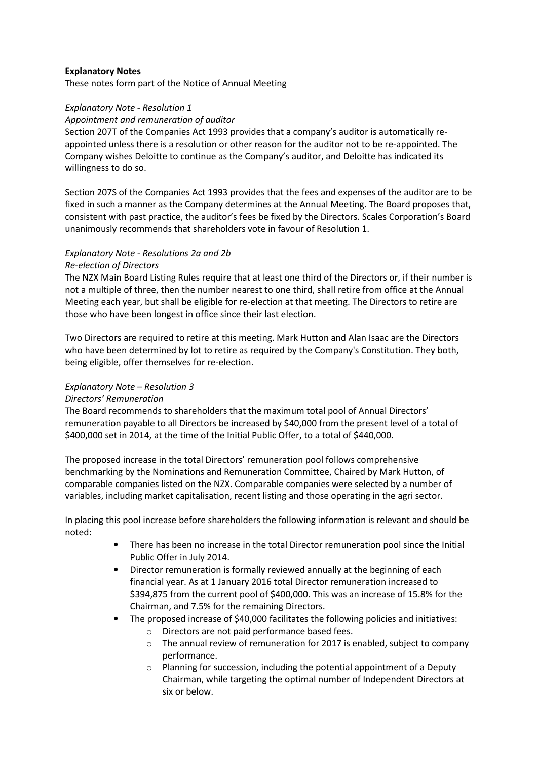**Explanatory Notes**

These notes form part of the Notice of Annual Meeting

*Explanatory Note - Resolution 1*

*Appointment and remuneration of auditor*

Section 207T of the Companies Act 1993 provides that a company's auditor is automatically re-appointed unless there is a resolution or other reason for the auditor not to be re-appointed. The Company wishes Deloitte to continue as the Company's auditor, and Deloitte has indicated its willingness to do so.

Section 207S of the Companies Act 1993 provides that the fees and expenses of the auditor are to be fixed in such a manner as the Company determines at the Annual Meeting. The Board proposes that, consistent with past practice, the auditor's fees be fixed by the Directors. Scales Corporation's Board unanimously recommends that shareholders vote in favour of Resolution 1.

*Explanatory Note - Resolutions 2a and 2b*

*Re-election of Directors*

The NZX Main Board Listing Rules require that at least one third of the Directors or, if their number is not a multiple of three, then the number nearest to one third, shall retire from office at the Annual Meeting each year, but shall be eligible for re-election at that meeting. The Directors to retire are those who have been longest in office since their last election.

Two Directors are required to retire at this meeting. Mark Hutton and Alan Isaac are the Directors who have been determined by lot to retire as required by the Company's Constitution. They both, being eligible, offer themselves for re-election.

*Explanatory Note – Resolution 3*

*Directors' Remuneration*

The Board recommends to shareholders that the maximum total pool of Annual Directors' remuneration payable to all Directors be increased by $40,000 from the present level of a total of $400,000 set in 2014, at the time of the Initial Public Offer, to a total of $440,000.

The proposed increase in the total Directors' remuneration pool follows comprehensive benchmarking by the Nominations and Remuneration Committee, Chaired by Mark Hutton, of comparable companies listed on the NZX. Comparable companies were selected by a number of variables, including market capitalisation, recent listing and those operating in the agri sector.

In placing this pool increase before shareholders the following information is relevant and should be noted:

- There has been no increase in the total Director remuneration pool since the Initial Public Offer in July 2014.
- Director remuneration is formally reviewed annually at the beginning of each financial year. As at 1 January 2016 total Director remuneration increased to $394,875 from the current pool of $400,000. This was an increase of 15.8% for the Chairman, and 7.5% for the remaining Directors.
- The proposed increase of $40,000 facilitates the following policies and initiatives:
  - Directors are not paid performance based fees.
  - The annual review of remuneration for 2017 is enabled, subject to company performance.
  - Planning for succession, including the potential appointment of a Deputy Chairman, while targeting the optimal number of Independent Directors at six or below.